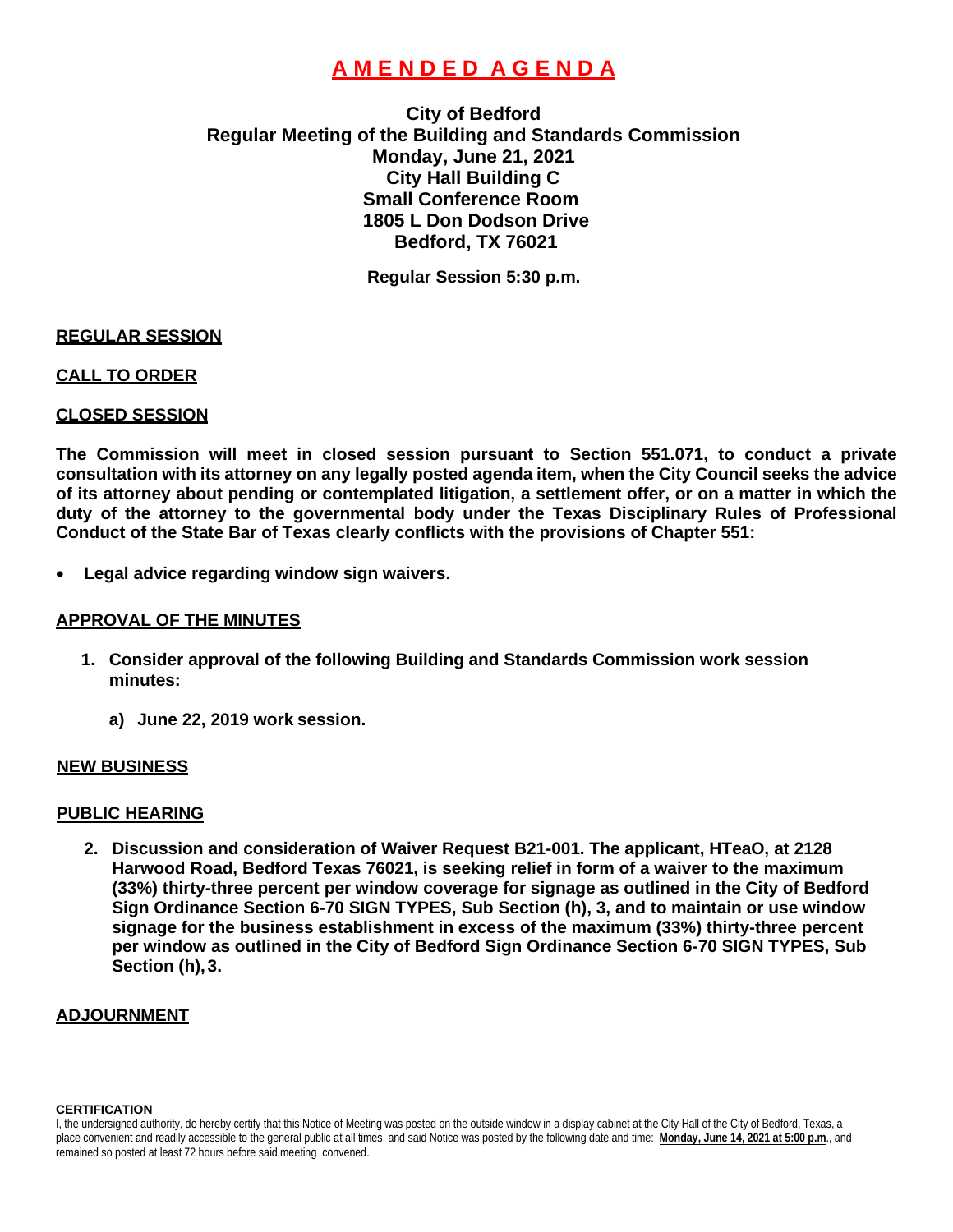# AMENDED AGENDA

**City of Bedford**
**Regular Meeting of the Building and Standards Commission**
**Monday, June 21, 2021**
**City Hall Building C**
**Small Conference Room**
**1805 L Don Dodson Drive**
**Bedford, TX 76021**

**Regular Session 5:30 p.m.**

## REGULAR SESSION

## CALL TO ORDER

## CLOSED SESSION

**The Commission will meet in closed session pursuant to Section 551.071, to conduct a private consultation with its attorney on any legally posted agenda item, when the City Council seeks the advice of its attorney about pending or contemplated litigation, a settlement offer, or on a matter in which the duty of the attorney to the governmental body under the Texas Disciplinary Rules of Professional Conduct of the State Bar of Texas clearly conflicts with the provisions of Chapter 551:**

- **Legal advice regarding window sign waivers.**

## APPROVAL OF THE MINUTES

1. **Consider approval of the following Building and Standards Commission work session minutes:**
   a) **June 22, 2019 work session.**

## NEW BUSINESS

## PUBLIC HEARING

2. **Discussion and consideration of Waiver Request B21-001. The applicant, HTeaO, at 2128 Harwood Road, Bedford Texas 76021, is seeking relief in form of a waiver to the maximum (33%) thirty-three percent per window coverage for signage as outlined in the City of Bedford Sign Ordinance Section 6-70 SIGN TYPES, Sub Section (h), 3, and to maintain or use window signage for the business establishment in excess of the maximum (33%) thirty-three percent per window as outlined in the City of Bedford Sign Ordinance Section 6-70 SIGN TYPES, Sub Section (h), 3.**

## ADJOURNMENT

**CERTIFICATION**

I, the undersigned authority, do hereby certify that this Notice of Meeting was posted on the outside window in a display cabinet at the City Hall of the City of Bedford, Texas, a place convenient and readily accessible to the general public at all times, and said Notice was posted by the following date and time: **Monday, June 14, 2021 at 5:00 p.m**., and remained so posted at least 72 hours before said meeting convened.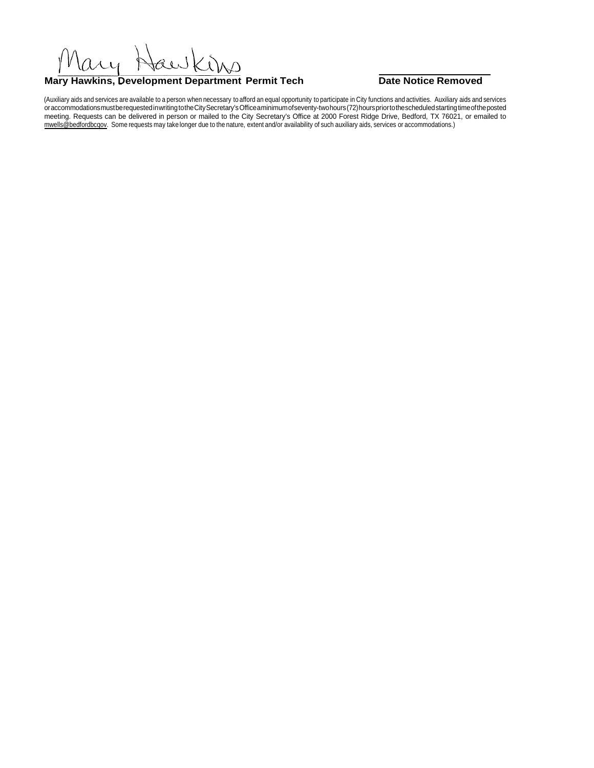Mary Hawkins

**Mary Hawkins, Development Department Permit Tech** **Date Notice Removed**

(Auxiliary aids and services are available to a person when necessary to afford an equal opportunity to participate in City functions and activities. Auxiliary aids and services or accommodations must be requested in writing to the City Secretary's Office a minimum of seventy-two hours (72) hours prior to the scheduled starting time of the posted meeting. Requests can be delivered in person or mailed to the City Secretary's Office at 2000 Forest Ridge Drive, Bedford, TX 76021, or emailed to mwells@bedfordbcgov. Some requests may take longer due to the nature, extent and/or availability of such auxiliary aids, services or accommodations.)